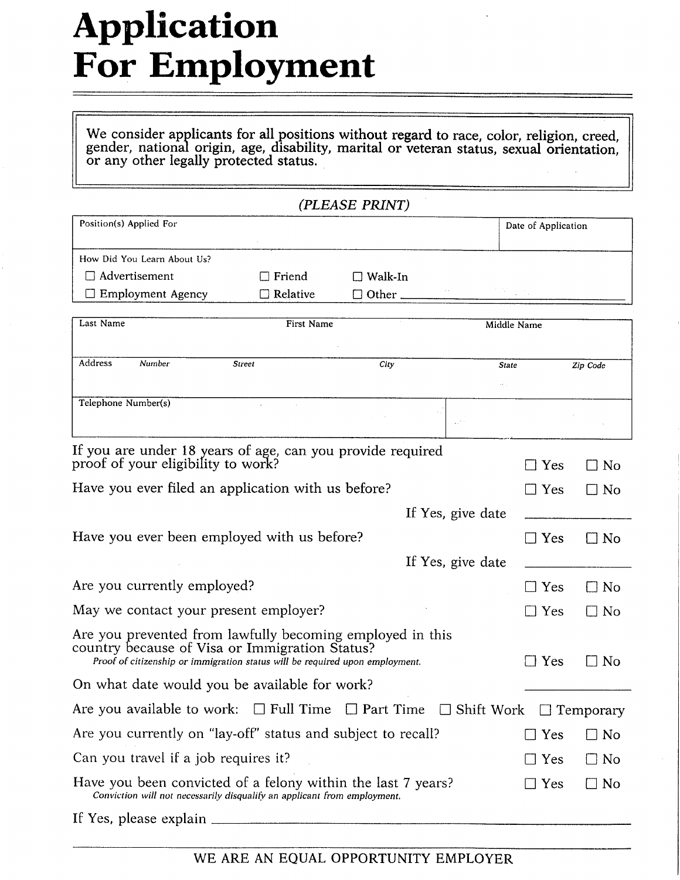# Application For Employment

> We consider applicants for all positions without regard to race, color, religion, creed, gender, national origin, age, disability, marital or veteran status, sexual orientation, or any other legally protected status.

*(PLEASE PRINT)*

| Position(s) Applied For | Date of Application |
|---|---|
| | |

**How Did You Learn About Us?**

☐ Advertisement ☐ Friend ☐ Walk-In

☐ Employment Agency ☐ Relative ☐ Other ______________________

| Last Name | First Name | Middle Name |
|---|---|---|
| | | |

| Address | *Number* | *Street* | *City* | *State* | *Zip Code* |
|---|---|---|---|---|---|
| | | | | | |

| Telephone Number(s) | |
|---|---|
| | |

If you are under 18 years of age, can you provide required proof of your eligibility to work? ☐ Yes ☐ No

Have you ever filed an application with us before? ☐ Yes ☐ No

If Yes, give date ______________

Have you ever been employed with us before? ☐ Yes ☐ No

If Yes, give date ______________

Are you currently employed? ☐ Yes ☐ No

May we contact your present employer? ☐ Yes ☐ No

Are you prevented from lawfully becoming employed in this country because of Visa or Immigration Status? ☐ Yes ☐ No
*Proof of citizenship or immigration status will be required upon employment.*

On what date would you be available for work? ______________

Are you available to work: ☐ Full Time ☐ Part Time ☐ Shift Work ☐ Temporary

Are you currently on "lay-off" status and subject to recall? ☐ Yes ☐ No

Can you travel if a job requires it? ☐ Yes ☐ No

Have you been convicted of a felony within the last 7 years? ☐ Yes ☐ No
*Conviction will not necessarily disqualify an applicant from employment.*

If Yes, please explain ______________________________________________

WE ARE AN EQUAL OPPORTUNITY EMPLOYER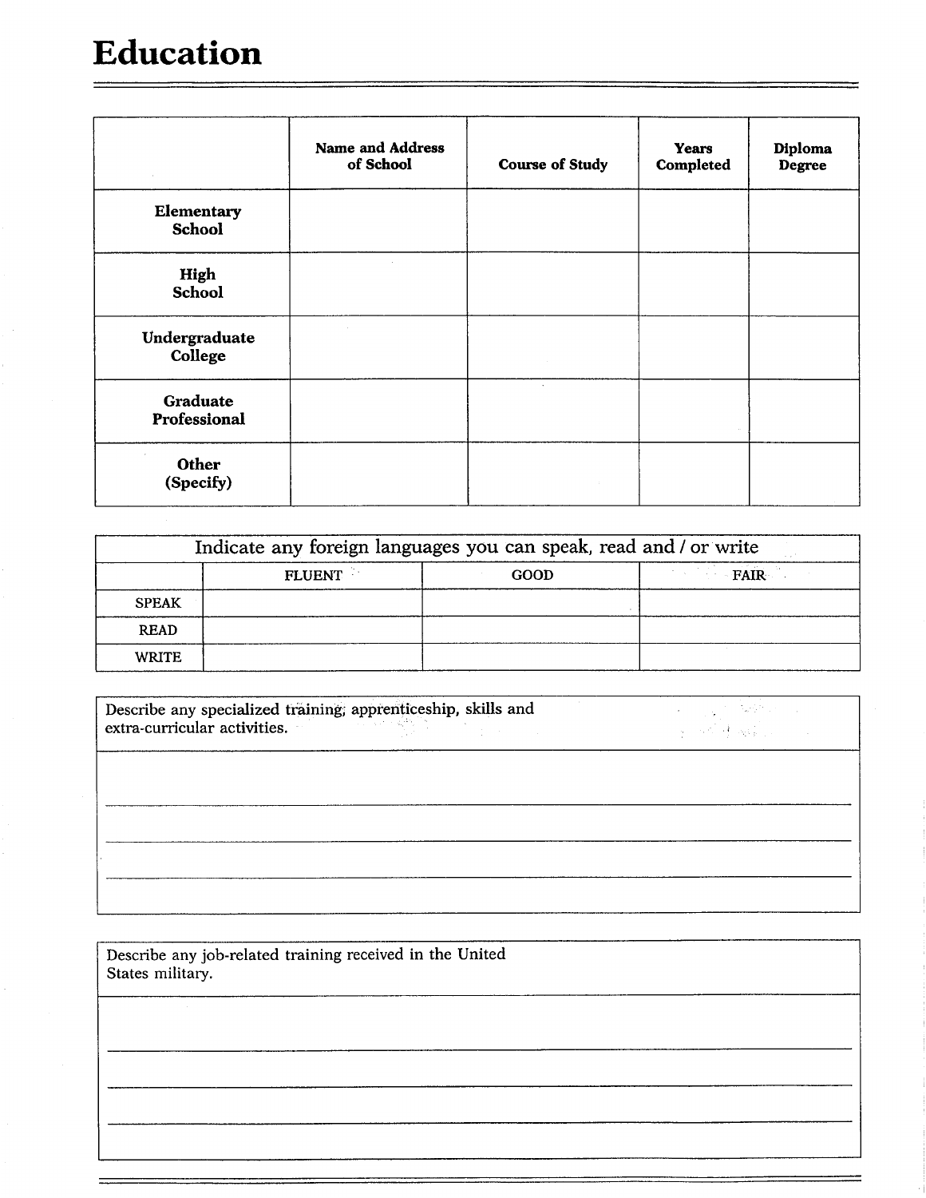# Education

| | Name and Address of School | Course of Study | Years Completed | Diploma Degree |
|---|---|---|---|---|
| Elementary School | | | | |
| High School | | | | |
| Undergraduate College | | | | |
| Graduate Professional | | | | |
| Other (Specify) | | | | |

| Indicate any foreign languages you can speak, read and / or write | | | |
|---|---|---|---|
| | FLUENT | GOOD | FAIR |
| SPEAK | | | |
| READ | | | |
| WRITE | | | |

Describe any specialized training, apprenticeship, skills and extra-curricular activities.

_______________________________________________

_______________________________________________

_______________________________________________

Describe any job-related training received in the United States military.

_______________________________________________

_______________________________________________

_______________________________________________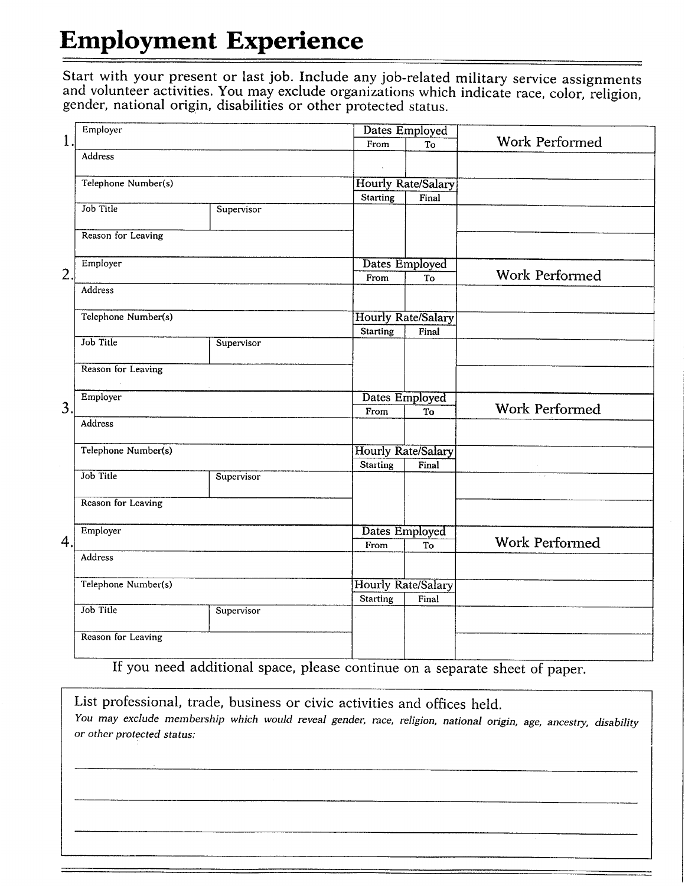# Employment Experience

Start with your present or last job. Include any job-related military service assignments and volunteer activities. You may exclude organizations which indicate race, color, religion, gender, national origin, disabilities or other protected status.

**1.**

| Employer | | Dates Employed | | Work Performed |
|---|---|---|---|---|
| | | From | To | |
| Address | | | | |
| Telephone Number(s) | | Hourly Rate/Salary | | |
| | | Starting | Final | |
| Job Title | Supervisor | | | |
| Reason for Leaving | | | | |

**2.**

| Employer | | Dates Employed | | Work Performed |
|---|---|---|---|---|
| | | From | To | |
| Address | | | | |
| Telephone Number(s) | | Hourly Rate/Salary | | |
| | | Starting | Final | |
| Job Title | Supervisor | | | |
| Reason for Leaving | | | | |

**3.**

| Employer | | Dates Employed | | Work Performed |
|---|---|---|---|---|
| | | From | To | |
| Address | | | | |
| Telephone Number(s) | | Hourly Rate/Salary | | |
| | | Starting | Final | |
| Job Title | Supervisor | | | |
| Reason for Leaving | | | | |

**4.**

| Employer | | Dates Employed | | Work Performed |
|---|---|---|---|---|
| | | From | To | |
| Address | | | | |
| Telephone Number(s) | | Hourly Rate/Salary | | |
| | | Starting | Final | |
| Job Title | Supervisor | | | |
| Reason for Leaving | | | | |

If you need additional space, please continue on a separate sheet of paper.

List professional, trade, business or civic activities and offices held.

*You may exclude membership which would reveal gender, race, religion, national origin, age, ancestry, disability or other protected status:*

______________________________________________________________________

______________________________________________________________________

______________________________________________________________________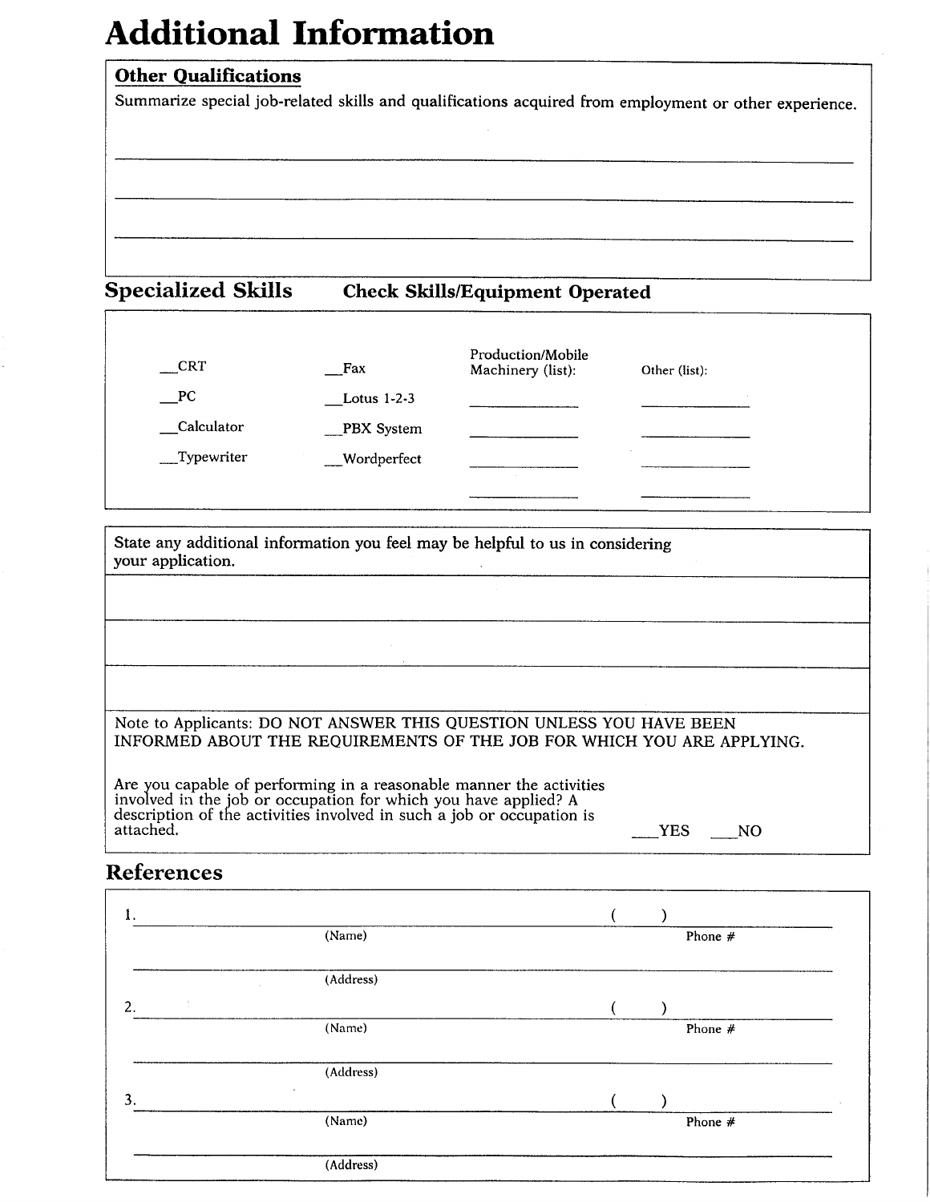# Additional Information

## Other Qualifications

Summarize special job-related skills and qualifications acquired from employment or other experience.

______________________________________________________________________

______________________________________________________________________

______________________________________________________________________

## Specialized Skills    Check Skills/Equipment Operated

| | | Production/Mobile Machinery (list): | Other (list): |
|---|---|---|---|
| __CRT | __Fax | ____________ | ____________ |
| __PC | __Lotus 1-2-3 | ____________ | ____________ |
| __Calculator | __PBX System | ____________ | ____________ |
| __Typewriter | __Wordperfect | ____________ | ____________ |

State any additional information you feel may be helpful to us in considering your application.

______________________________________________________________________

______________________________________________________________________

______________________________________________________________________

Note to Applicants: DO NOT ANSWER THIS QUESTION UNLESS YOU HAVE BEEN INFORMED ABOUT THE REQUIREMENTS OF THE JOB FOR WHICH YOU ARE APPLYING.

Are you capable of performing in a reasonable manner the activities involved in the job or occupation for which you have applied? A description of the activities involved in such a job or occupation is attached. ___YES ___NO

## References

1. ______________________________________ (    ) ____________
   (Name) Phone #

   ______________________________________________________________
   (Address)

2. ______________________________________ (    ) ____________
   (Name) Phone #

   ______________________________________________________________
   (Address)

3. ______________________________________ (    ) ____________
   (Name) Phone #

   ______________________________________________________________
   (Address)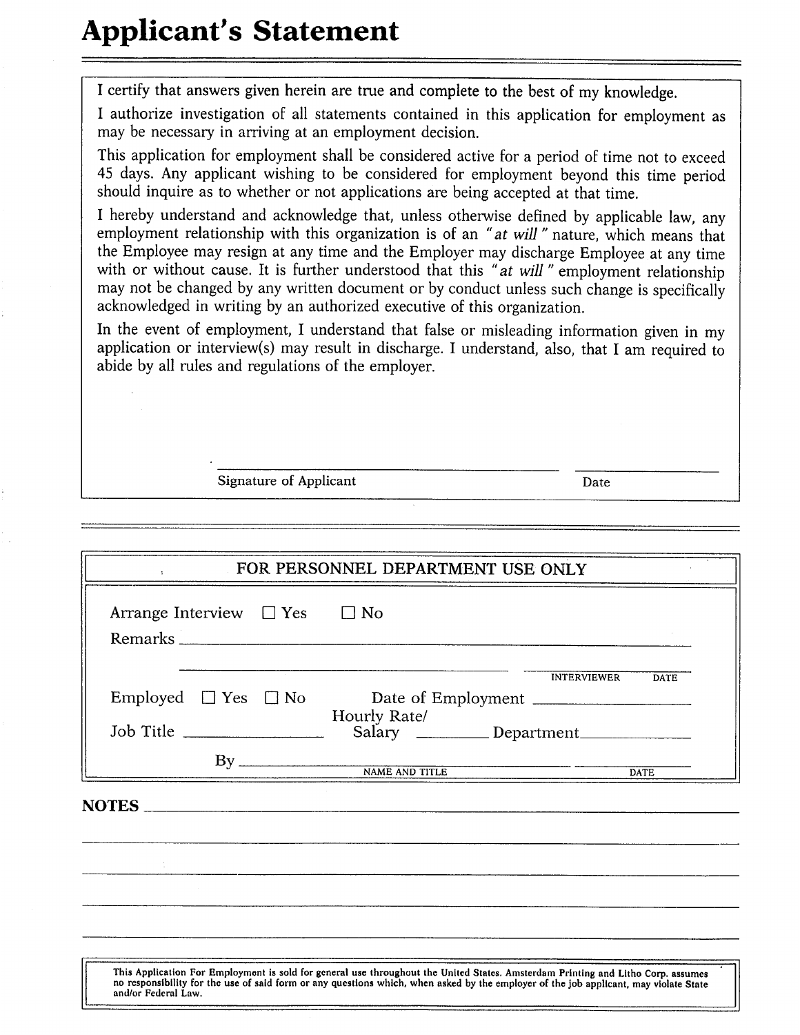# Applicant's Statement

I certify that answers given herein are true and complete to the best of my knowledge.

I authorize investigation of all statements contained in this application for employment as may be necessary in arriving at an employment decision.

This application for employment shall be considered active for a period of time not to exceed 45 days. Any applicant wishing to be considered for employment beyond this time period should inquire as to whether or not applications are being accepted at that time.

I hereby understand and acknowledge that, unless otherwise defined by applicable law, any employment relationship with this organization is of an "*at will*" nature, which means that the Employee may resign at any time and the Employer may discharge Employee at any time with or without cause. It is further understood that this "*at will*" employment relationship may not be changed by any written document or by conduct unless such change is specifically acknowledged in writing by an authorized executive of this organization.

In the event of employment, I understand that false or misleading information given in my application or interview(s) may result in discharge. I understand, also, that I am required to abide by all rules and regulations of the employer.

______________________________ ____________

Signature of Applicant Date

---

## FOR PERSONNEL DEPARTMENT USE ONLY

Arrange Interview ☐ Yes ☐ No

Remarks ______________________________

______________________________ ______________________

INTERVIEWER DATE

Employed ☐ Yes ☐ No Date of Employment ______________

Job Title ______________ Hourly Rate/ Salary ________ Department ______________

By ______________________________ ______________

NAME AND TITLE DATE

**NOTES** ______________________________

______________________________

______________________________

______________________________

______________________________

This Application For Employment is sold for general use throughout the United States. Amsterdam Printing and Litho Corp. assumes no responsibility for the use of said form or any questions which, when asked by the employer of the job applicant, may violate State and/or Federal Law.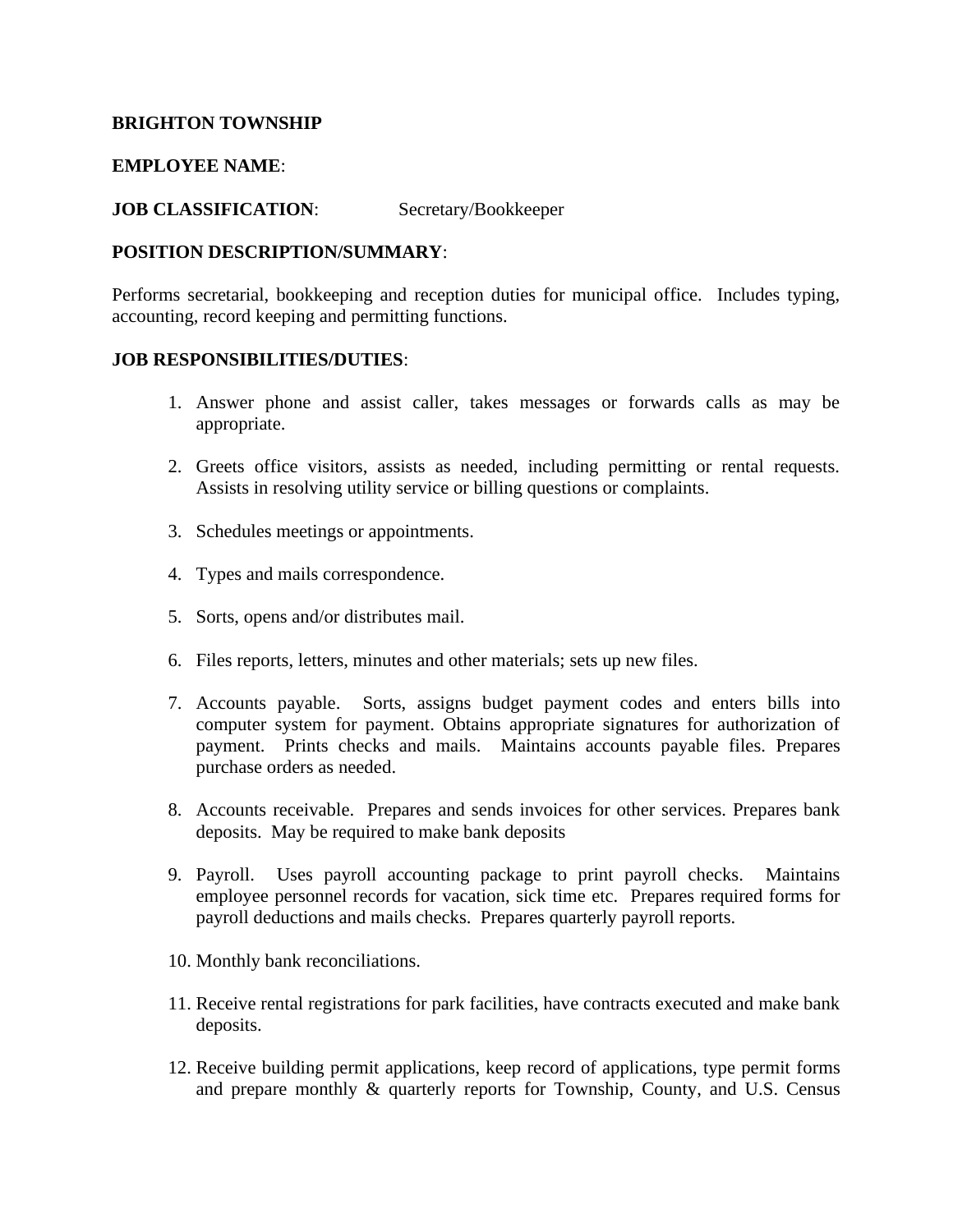**BRIGHTON TOWNSHIP**

**EMPLOYEE NAME**:

**JOB CLASSIFICATION**: Secretary/Bookkeeper

**POSITION DESCRIPTION/SUMMARY**:

Performs secretarial, bookkeeping and reception duties for municipal office. Includes typing, accounting, record keeping and permitting functions.

**JOB RESPONSIBILITIES/DUTIES**:

1. Answer phone and assist caller, takes messages or forwards calls as may be appropriate.

2. Greets office visitors, assists as needed, including permitting or rental requests. Assists in resolving utility service or billing questions or complaints.

3. Schedules meetings or appointments.

4. Types and mails correspondence.

5. Sorts, opens and/or distributes mail.

6. Files reports, letters, minutes and other materials; sets up new files.

7. Accounts payable. Sorts, assigns budget payment codes and enters bills into computer system for payment. Obtains appropriate signatures for authorization of payment. Prints checks and mails. Maintains accounts payable files. Prepares purchase orders as needed.

8. Accounts receivable. Prepares and sends invoices for other services. Prepares bank deposits. May be required to make bank deposits

9. Payroll. Uses payroll accounting package to print payroll checks. Maintains employee personnel records for vacation, sick time etc. Prepares required forms for payroll deductions and mails checks. Prepares quarterly payroll reports.

10. Monthly bank reconciliations.

11. Receive rental registrations for park facilities, have contracts executed and make bank deposits.

12. Receive building permit applications, keep record of applications, type permit forms and prepare monthly & quarterly reports for Township, County, and U.S. Census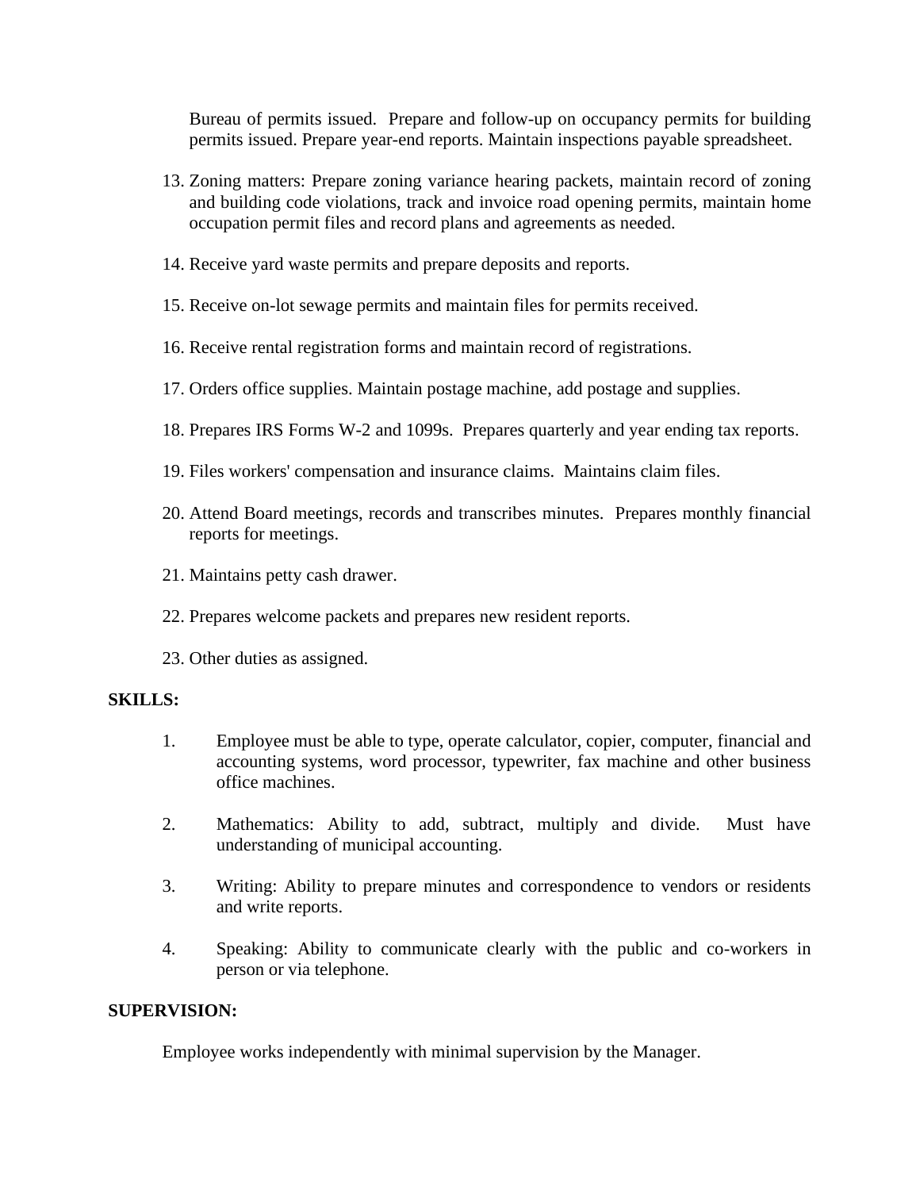Bureau of permits issued. Prepare and follow-up on occupancy permits for building permits issued. Prepare year-end reports. Maintain inspections payable spreadsheet.

13. Zoning matters: Prepare zoning variance hearing packets, maintain record of zoning and building code violations, track and invoice road opening permits, maintain home occupation permit files and record plans and agreements as needed.

14. Receive yard waste permits and prepare deposits and reports.

15. Receive on-lot sewage permits and maintain files for permits received.

16. Receive rental registration forms and maintain record of registrations.

17. Orders office supplies. Maintain postage machine, add postage and supplies.

18. Prepares IRS Forms W-2 and 1099s. Prepares quarterly and year ending tax reports.

19. Files workers' compensation and insurance claims. Maintains claim files.

20. Attend Board meetings, records and transcribes minutes. Prepares monthly financial reports for meetings.

21. Maintains petty cash drawer.

22. Prepares welcome packets and prepares new resident reports.

23. Other duties as assigned.

**SKILLS:**

1. Employee must be able to type, operate calculator, copier, computer, financial and accounting systems, word processor, typewriter, fax machine and other business office machines.

2. Mathematics: Ability to add, subtract, multiply and divide. Must have understanding of municipal accounting.

3. Writing: Ability to prepare minutes and correspondence to vendors or residents and write reports.

4. Speaking: Ability to communicate clearly with the public and co-workers in person or via telephone.

**SUPERVISION:**

Employee works independently with minimal supervision by the Manager.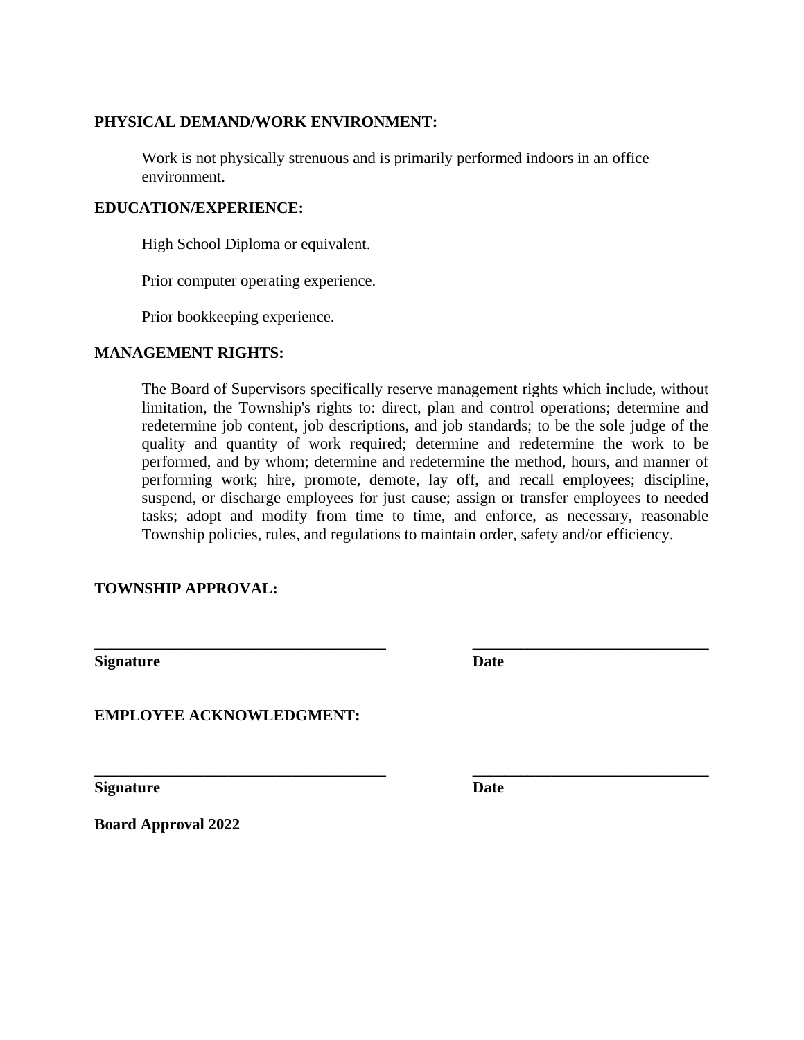**PHYSICAL DEMAND/WORK ENVIRONMENT:**

Work is not physically strenuous and is primarily performed indoors in an office environment.

**EDUCATION/EXPERIENCE:**

High School Diploma or equivalent.

Prior computer operating experience.

Prior bookkeeping experience.

**MANAGEMENT RIGHTS:**

The Board of Supervisors specifically reserve management rights which include, without limitation, the Township's rights to: direct, plan and control operations; determine and redetermine job content, job descriptions, and job standards; to be the sole judge of the quality and quantity of work required; determine and redetermine the work to be performed, and by whom; determine and redetermine the method, hours, and manner of performing work; hire, promote, demote, lay off, and recall employees; discipline, suspend, or discharge employees for just cause; assign or transfer employees to needed tasks; adopt and modify from time to time, and enforce, as necessary, reasonable Township policies, rules, and regulations to maintain order, safety and/or efficiency.

**TOWNSHIP APPROVAL:**

_____________________________________ _____________________________

**Signature** **Date**

**EMPLOYEE ACKNOWLEDGMENT:**

_____________________________________ _____________________________

**Signature** **Date**

**Board Approval 2022**